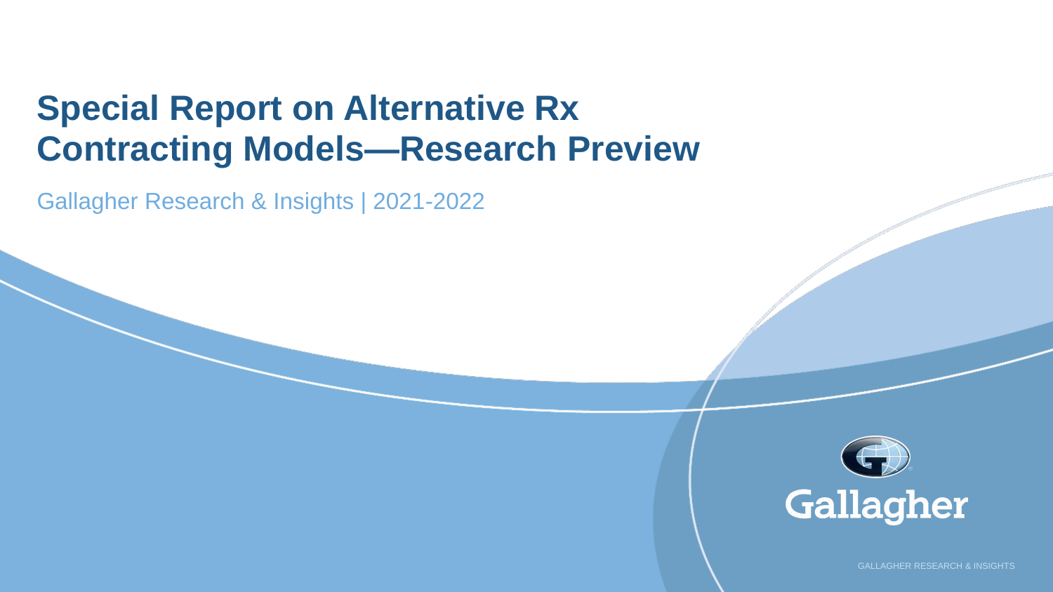# Special Report on Alternative Rx Contracting Models—Research Preview

Gallagher Research & Insights | 2021-2022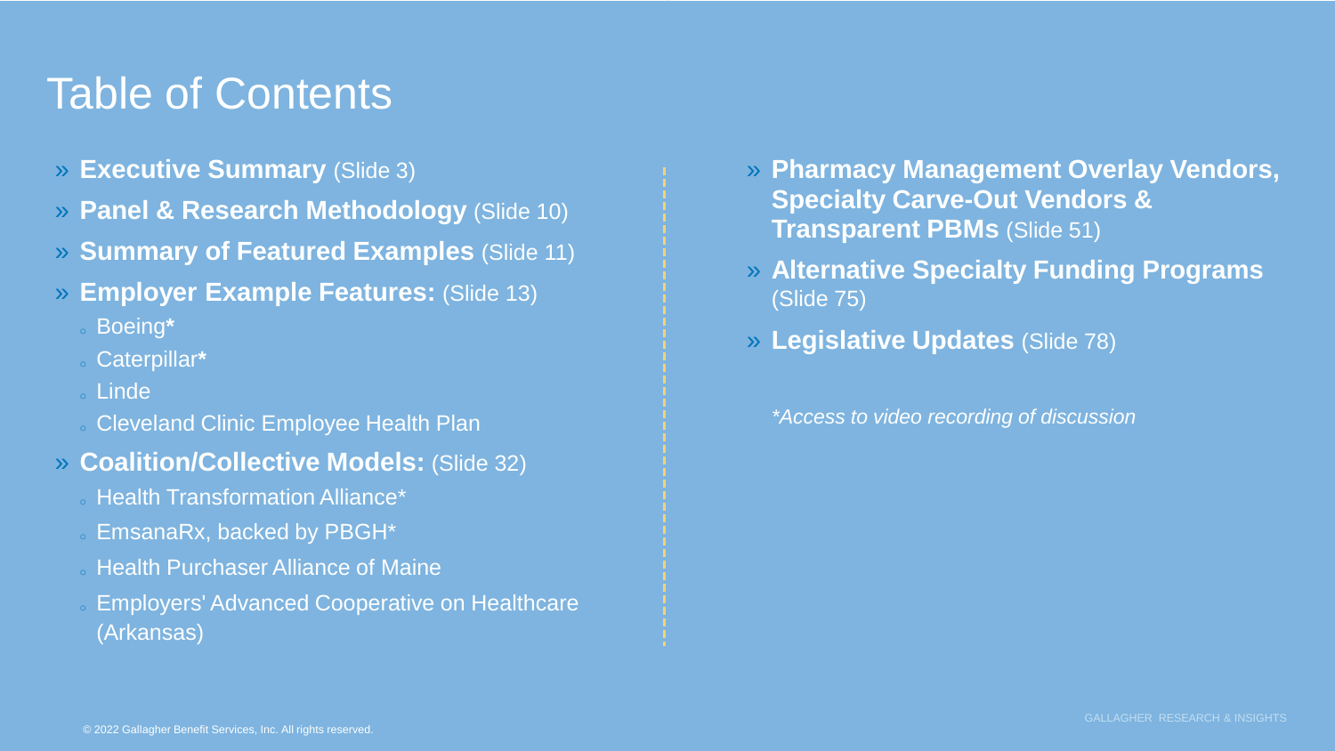# Table of Contents

- **Executive Summary** (Slide 3)
- **Panel & Research Methodology** (Slide 10)
- **Summary of Featured Examples** (Slide 11)
- **Employer Example Features:** (Slide 13)
  - Boeing*
  - Caterpillar*
  - Linde
  - Cleveland Clinic Employee Health Plan
- **Coalition/Collective Models:** (Slide 32)
  - Health Transformation Alliance*
  - EmsanaRx, backed by PBGH*
  - Health Purchaser Alliance of Maine
  - Employers' Advanced Cooperative on Healthcare (Arkansas)
- **Pharmacy Management Overlay Vendors, Specialty Carve-Out Vendors & Transparent PBMs** (Slide 51)
- **Alternative Specialty Funding Programs** (Slide 75)
- **Legislative Updates** (Slide 78)

*\*Access to video recording of discussion*

© 2022 Gallagher Benefit Services, Inc. All rights reserved.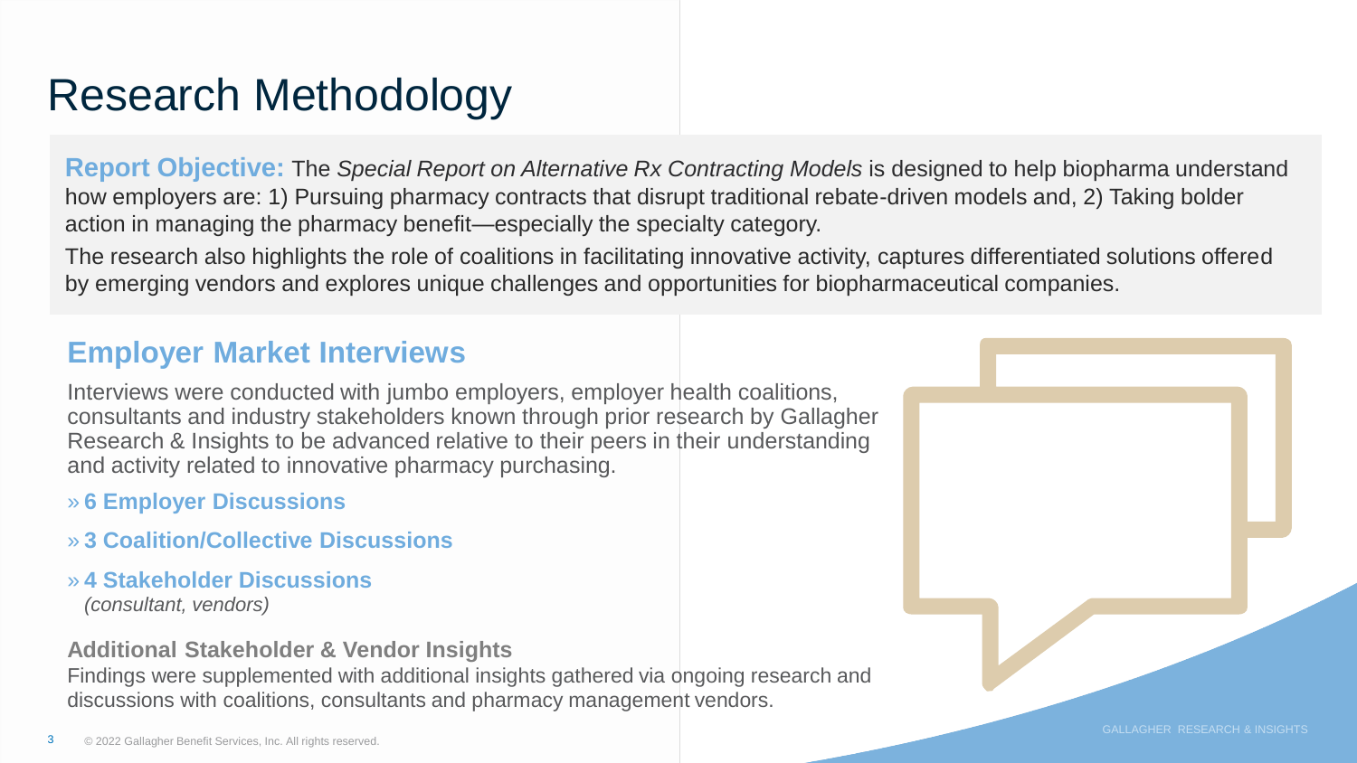# Research Methodology

**Report Objective:** The *Special Report on Alternative Rx Contracting Models* is designed to help biopharma understand how employers are: 1) Pursuing pharmacy contracts that disrupt traditional rebate-driven models and, 2) Taking bolder action in managing the pharmacy benefit—especially the specialty category.

The research also highlights the role of coalitions in facilitating innovative activity, captures differentiated solutions offered by emerging vendors and explores unique challenges and opportunities for biopharmaceutical companies.

## Employer Market Interviews

Interviews were conducted with jumbo employers, employer health coalitions, consultants and industry stakeholders known through prior research by Gallagher Research & Insights to be advanced relative to their peers in their understanding and activity related to innovative pharmacy purchasing.

- **6 Employer Discussions**
- **3 Coalition/Collective Discussions**
- **4 Stakeholder Discussions**
  *(consultant, vendors)*

### Additional Stakeholder & Vendor Insights

Findings were supplemented with additional insights gathered via ongoing research and discussions with coalitions, consultants and pharmacy management vendors.

© 2022 Gallagher Benefit Services, Inc. All rights reserved.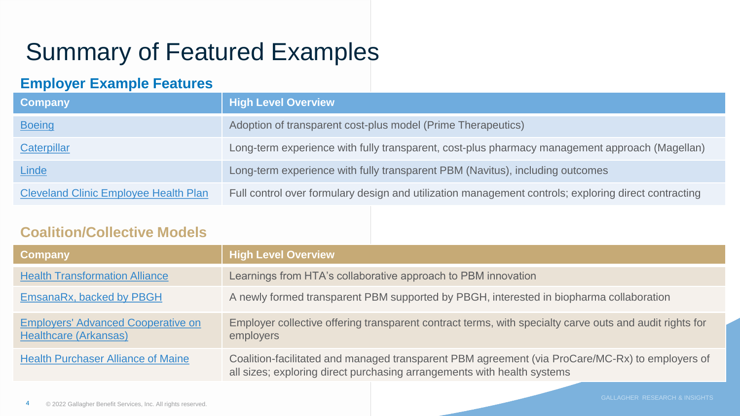# Summary of Featured Examples

## Employer Example Features

| Company | High Level Overview |
| --- | --- |
| Boeing | Adoption of transparent cost-plus model (Prime Therapeutics) |
| Caterpillar | Long-term experience with fully transparent, cost-plus pharmacy management approach (Magellan) |
| Linde | Long-term experience with fully transparent PBM (Navitus), including outcomes |
| Cleveland Clinic Employee Health Plan | Full control over formulary design and utilization management controls; exploring direct contracting |

## Coalition/Collective Models

| Company | High Level Overview |
| --- | --- |
| Health Transformation Alliance | Learnings from HTA's collaborative approach to PBM innovation |
| EmsanaRx, backed by PBGH | A newly formed transparent PBM supported by PBGH, interested in biopharma collaboration |
| Employers' Advanced Cooperative on Healthcare (Arkansas) | Employer collective offering transparent contract terms, with specialty carve outs and audit rights for employers |
| Health Purchaser Alliance of Maine | Coalition-facilitated and managed transparent PBM agreement (via ProCare/MC-Rx) to employers of all sizes; exploring direct purchasing arrangements with health systems |

© 2022 Gallagher Benefit Services, Inc. All rights reserved.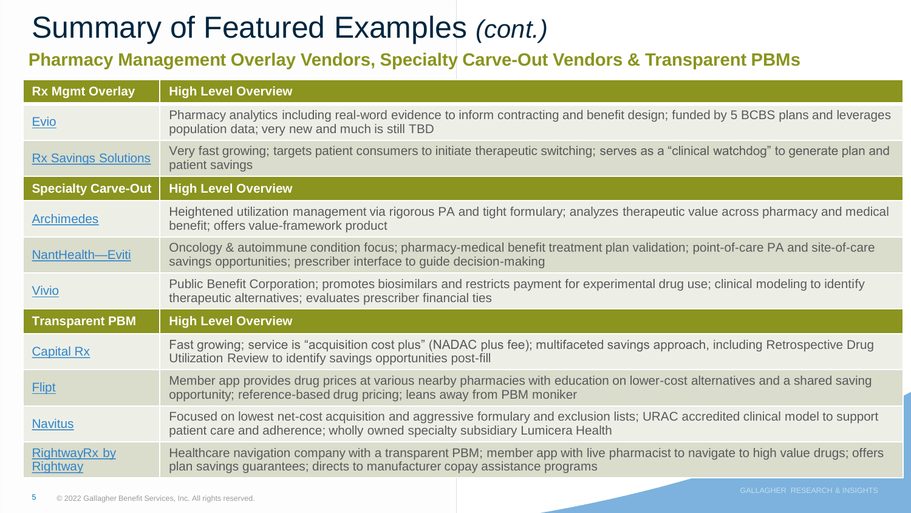# Summary of Featured Examples *(cont.)*

## Pharmacy Management Overlay Vendors, Specialty Carve-Out Vendors & Transparent PBMs

| Rx Mgmt Overlay | High Level Overview |
|---|---|
| Evio | Pharmacy analytics including real-word evidence to inform contracting and benefit design; funded by 5 BCBS plans and leverages population data; very new and much is still TBD |
| Rx Savings Solutions | Very fast growing; targets patient consumers to initiate therapeutic switching; serves as a "clinical watchdog" to generate plan and patient savings |
| **Specialty Carve-Out** | **High Level Overview** |
| Archimedes | Heightened utilization management via rigorous PA and tight formulary; analyzes therapeutic value across pharmacy and medical benefit; offers value-framework product |
| NantHealth—Eviti | Oncology & autoimmune condition focus; pharmacy-medical benefit treatment plan validation; point-of-care PA and site-of-care savings opportunities; prescriber interface to guide decision-making |
| Vivio | Public Benefit Corporation; promotes biosimilars and restricts payment for experimental drug use; clinical modeling to identify therapeutic alternatives; evaluates prescriber financial ties |
| **Transparent PBM** | **High Level Overview** |
| Capital Rx | Fast growing; service is "acquisition cost plus" (NADAC plus fee); multifaceted savings approach, including Retrospective Drug Utilization Review to identify savings opportunities post-fill |
| Flipt | Member app provides drug prices at various nearby pharmacies with education on lower-cost alternatives and a shared saving opportunity; reference-based drug pricing; leans away from PBM moniker |
| Navitus | Focused on lowest net-cost acquisition and aggressive formulary and exclusion lists; URAC accredited clinical model to support patient care and adherence; wholly owned specialty subsidiary Lumicera Health |
| RightwayRx by Rightway | Healthcare navigation company with a transparent PBM; member app with live pharmacist to navigate to high value drugs; offers plan savings guarantees; directs to manufacturer copay assistance programs |

© 2022 Gallagher Benefit Services, Inc. All rights reserved.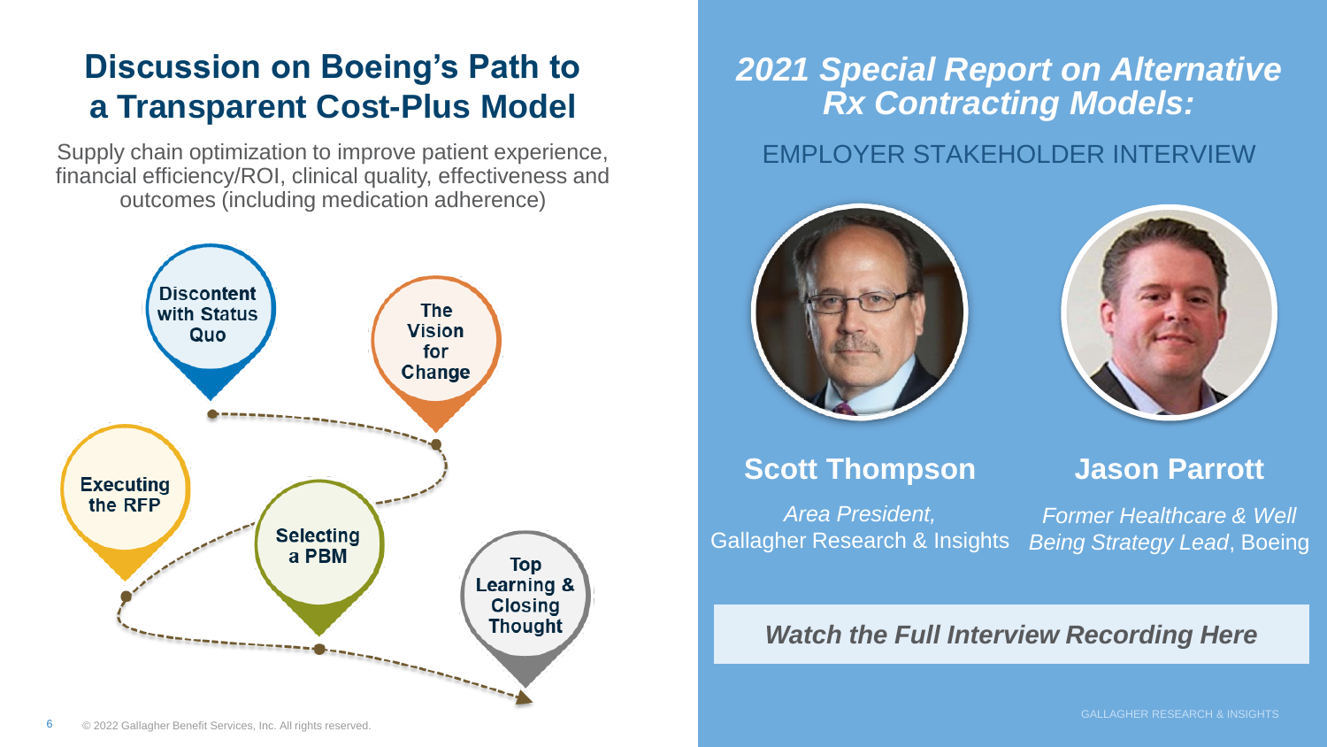## Discussion on Boeing's Path to a Transparent Cost-Plus Model

Supply chain optimization to improve patient experience, financial efficiency/ROI, clinical quality, effectiveness and outcomes (including medication adherence)

- Discontent with Status Quo
- The Vision for Change
- Selecting a PBM
- Executing the RFP
- Top Learning & Closing Thought

## *2021 Special Report on Alternative Rx Contracting Models:*

EMPLOYER STAKEHOLDER INTERVIEW

**Scott Thompson**

*Area President,* Gallagher Research & Insights

**Jason Parrott**

*Former Healthcare & Well Being Strategy Lead*, Boeing

***Watch the Full Interview Recording Here***

© 2022 Gallagher Benefit Services, Inc. All rights reserved.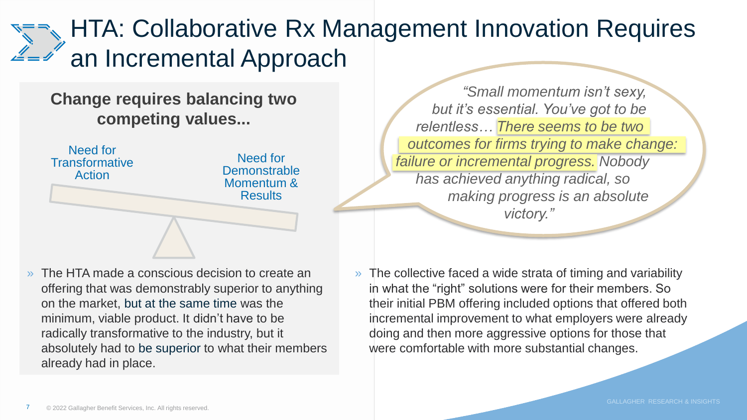# HTA: Collaborative Rx Management Innovation Requires an Incremental Approach

**Change requires balancing two competing values...**

Need for Transformative Action

Need for Demonstrable Momentum & Results

- The HTA made a conscious decision to create an offering that was demonstrably superior to anything on the market, but at the same time was the minimum, viable product. It didn't have to be radically transformative to the industry, but it absolutely had to be superior to what their members already had in place.

*"Small momentum isn't sexy, but it's essential. You've got to be relentless… There seems to be two outcomes for firms trying to make change: failure or incremental progress. Nobody has achieved anything radical, so making progress is an absolute victory."*

- The collective faced a wide strata of timing and variability in what the "right" solutions were for their members. So their initial PBM offering included options that offered both incremental improvement to what employers were already doing and then more aggressive options for those that were comfortable with more substantial changes.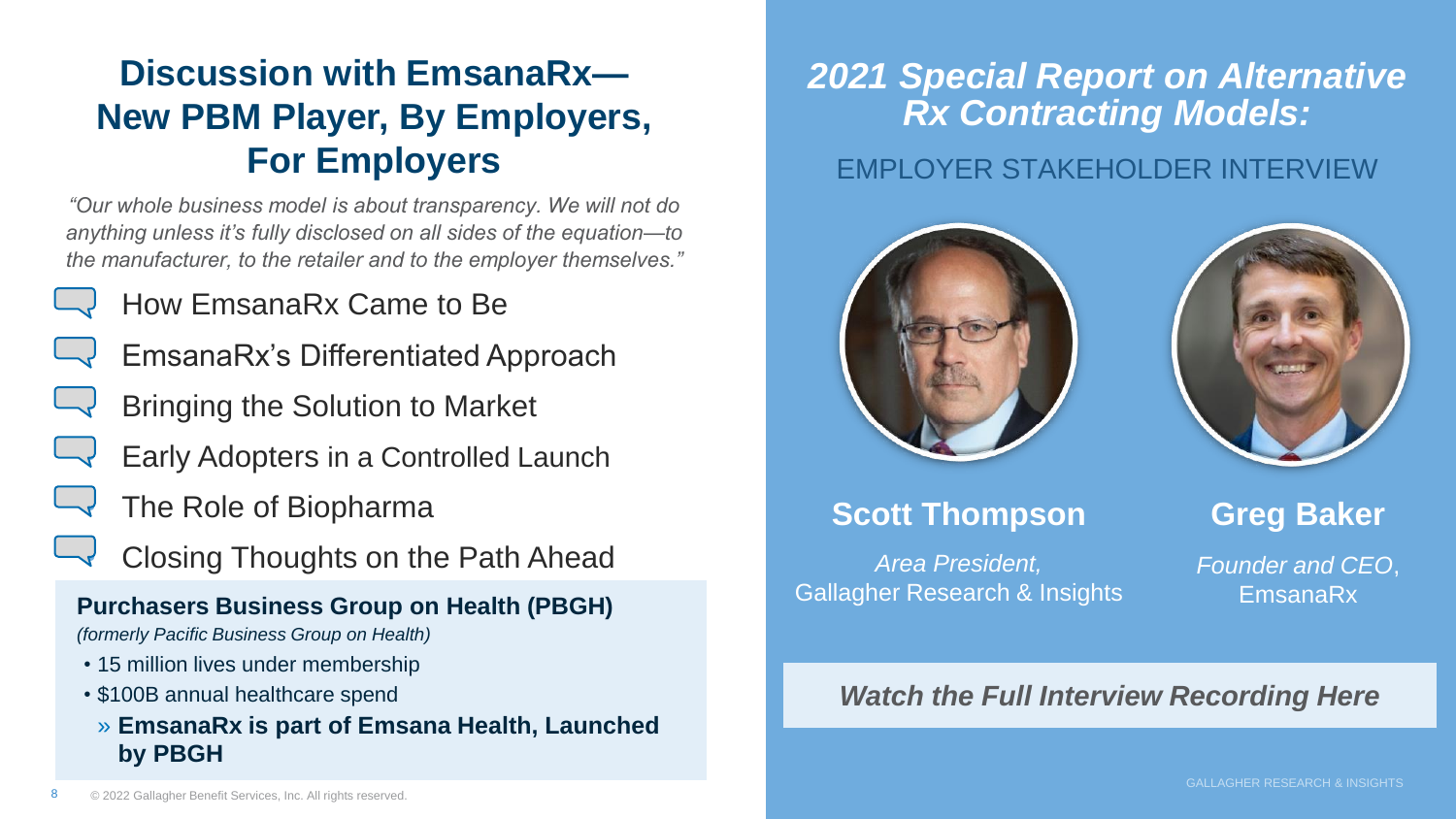# Discussion with EmsanaRx—New PBM Player, By Employers, For Employers

*"Our whole business model is about transparency. We will not do anything unless it's fully disclosed on all sides of the equation—to the manufacturer, to the retailer and to the employer themselves."*

- How EmsanaRx Came to Be
- EmsanaRx's Differentiated Approach
- Bringing the Solution to Market
- Early Adopters in a Controlled Launch
- The Role of Biopharma
- Closing Thoughts on the Path Ahead

**Purchasers Business Group on Health (PBGH)**
*(formerly Pacific Business Group on Health)*

- 15 million lives under membership
- $100B annual healthcare spend
  - **EmsanaRx is part of Emsana Health, Launched by PBGH**

© 2022 Gallagher Benefit Services, Inc. All rights reserved.

## *2021 Special Report on Alternative Rx Contracting Models:*

EMPLOYER STAKEHOLDER INTERVIEW

**Scott Thompson**
*Area President,*
Gallagher Research & Insights

**Greg Baker**
*Founder and CEO*,
EmsanaRx

***Watch the Full Interview Recording Here***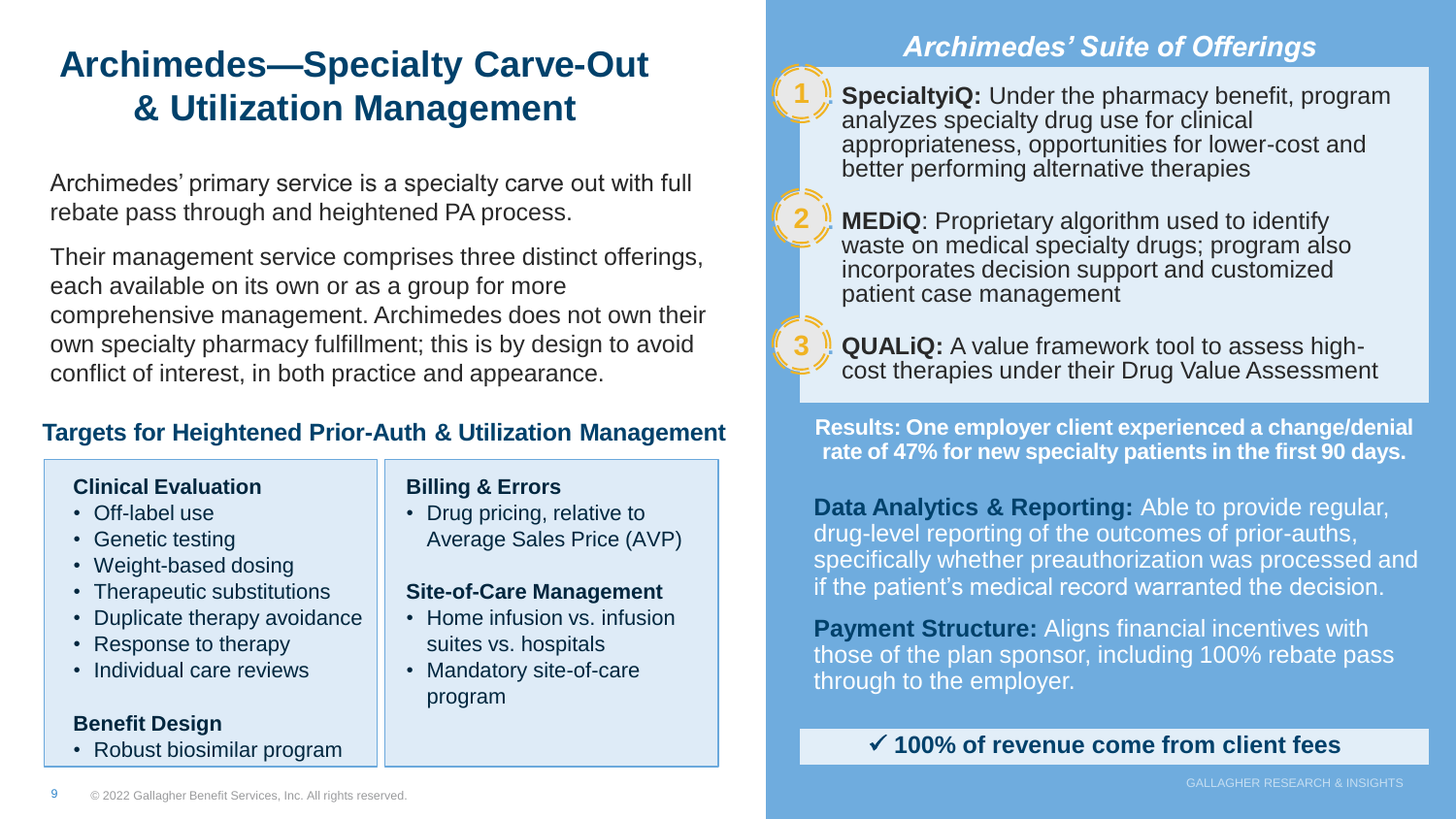# Archimedes—Specialty Carve-Out & Utilization Management

Archimedes' primary service is a specialty carve out with full rebate pass through and heightened PA process.

Their management service comprises three distinct offerings, each available on its own or as a group for more comprehensive management. Archimedes does not own their own specialty pharmacy fulfillment; this is by design to avoid conflict of interest, in both practice and appearance.

## Targets for Heightened Prior-Auth & Utilization Management

**Clinical Evaluation**

- Off-label use
- Genetic testing
- Weight-based dosing
- Therapeutic substitutions
- Duplicate therapy avoidance
- Response to therapy
- Individual care reviews

**Benefit Design**

- Robust biosimilar program

**Billing & Errors**

- Drug pricing, relative to Average Sales Price (AVP)

**Site-of-Care Management**

- Home infusion vs. infusion suites vs. hospitals
- Mandatory site-of-care program

## *Archimedes' Suite of Offerings*

1. **SpecialtyiQ:** Under the pharmacy benefit, program analyzes specialty drug use for clinical appropriateness, opportunities for lower-cost and better performing alternative therapies
2. **MEDiQ**: Proprietary algorithm used to identify waste on medical specialty drugs; program also incorporates decision support and customized patient case management
3. **QUALiQ:** A value framework tool to assess high-cost therapies under their Drug Value Assessment

**Results: One employer client experienced a change/denial rate of 47% for new specialty patients in the first 90 days.**

**Data Analytics & Reporting:** Able to provide regular, drug-level reporting of the outcomes of prior-auths, specifically whether preauthorization was processed and if the patient's medical record warranted the decision.

**Payment Structure:** Aligns financial incentives with those of the plan sponsor, including 100% rebate pass through to the employer.

**✓ 100% of revenue come from client fees**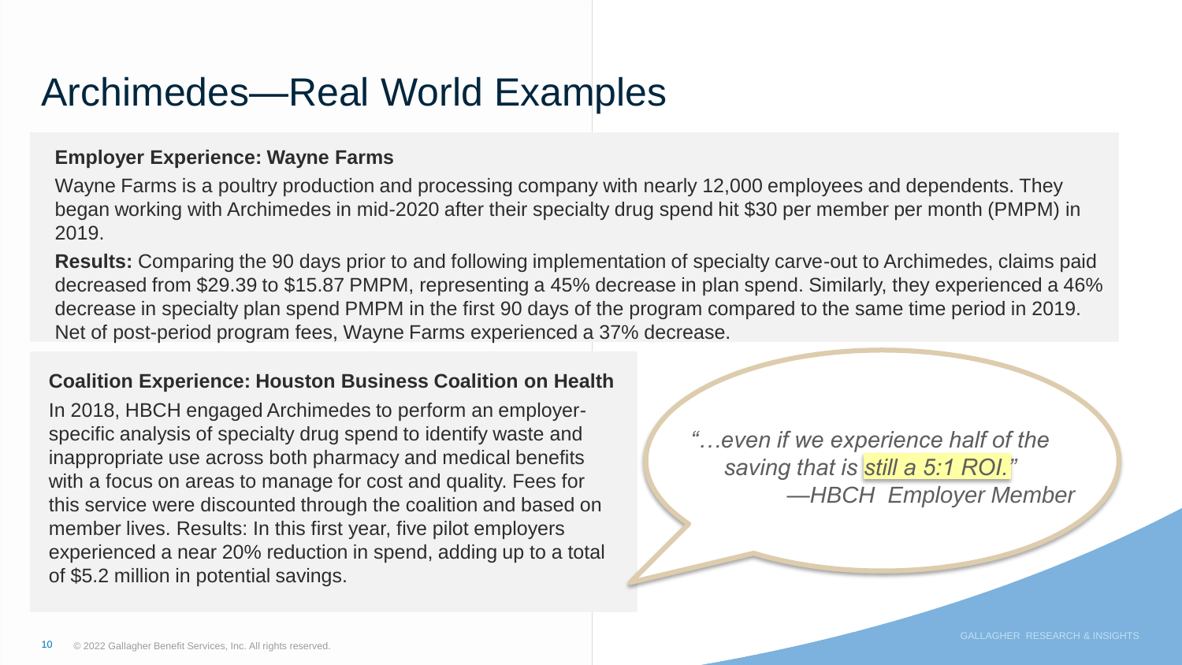# Archimedes—Real World Examples

**Employer Experience: Wayne Farms**

Wayne Farms is a poultry production and processing company with nearly 12,000 employees and dependents. They began working with Archimedes in mid-2020 after their specialty drug spend hit $30 per member per month (PMPM) in 2019.

**Results:** Comparing the 90 days prior to and following implementation of specialty carve-out to Archimedes, claims paid decreased from $29.39 to $15.87 PMPM, representing a 45% decrease in plan spend. Similarly, they experienced a 46% decrease in specialty plan spend PMPM in the first 90 days of the program compared to the same time period in 2019. Net of post-period program fees, Wayne Farms experienced a 37% decrease.

**Coalition Experience: Houston Business Coalition on Health**

In 2018, HBCH engaged Archimedes to perform an employer-specific analysis of specialty drug spend to identify waste and inappropriate use across both pharmacy and medical benefits with a focus on areas to manage for cost and quality. Fees for this service were discounted through the coalition and based on member lives. Results: In this first year, five pilot employers experienced a near 20% reduction in spend, adding up to a total of $5.2 million in potential savings.

*"…even if we experience half of the saving that is still a 5:1 ROI."*
*—HBCH Employer Member*

© 2022 Gallagher Benefit Services, Inc. All rights reserved.

GALLAGHER RESEARCH & INSIGHTS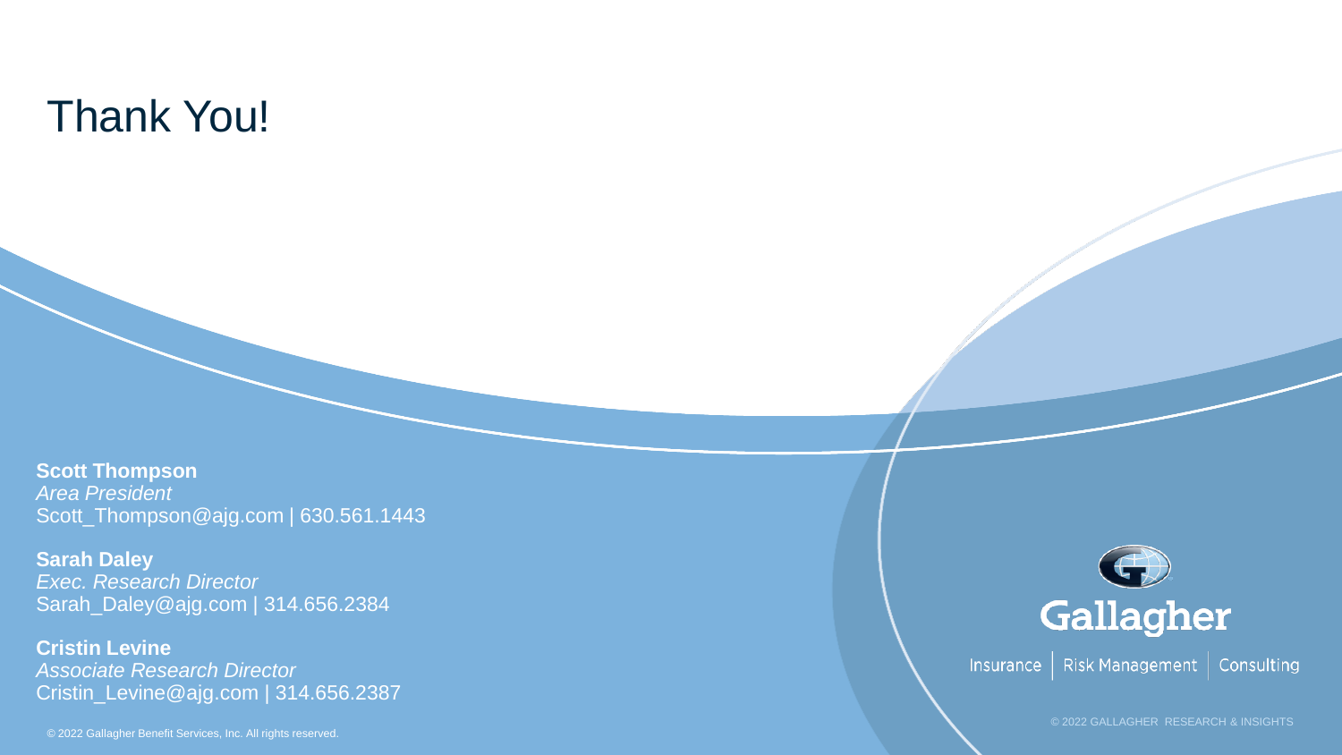# Thank You!

**Scott Thompson**
*Area President*
Scott_Thompson@ajg.com | 630.561.1443

**Sarah Daley**
*Exec. Research Director*
Sarah_Daley@ajg.com | 314.656.2384

**Cristin Levine**
*Associate Research Director*
Cristin_Levine@ajg.com | 314.656.2387

Gallagher

Insurance | Risk Management | Consulting

© 2022 GALLAGHER RESEARCH & INSIGHTS

© 2022 Gallagher Benefit Services, Inc. All rights reserved.